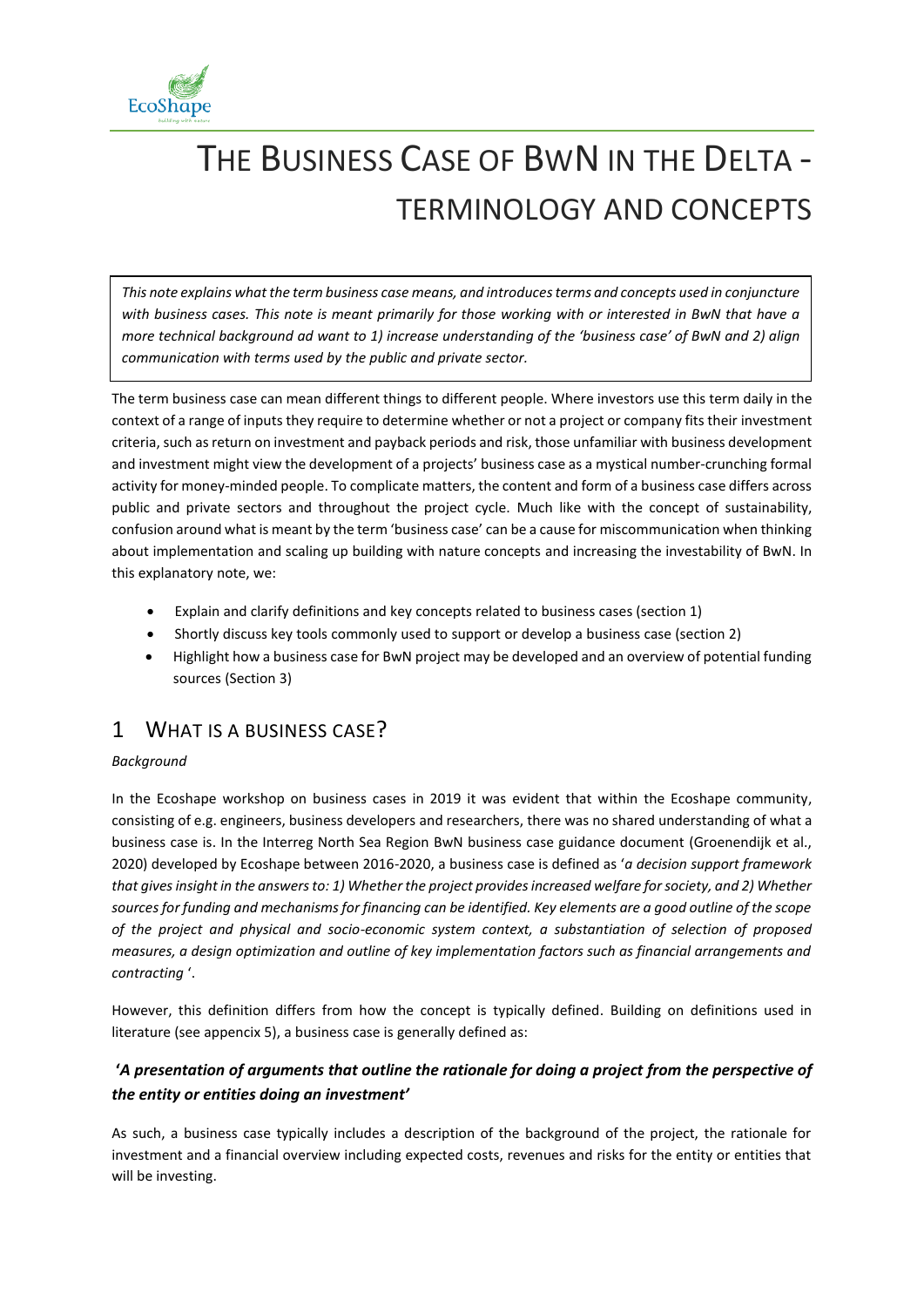# THE BUSINESS CASE OF BWN IN THE DELTA - TERMINOLOGY AND CONCEPTS

*This note explains what the term business case means, and introduces terms and concepts used in conjuncture with business cases. This note is meant primarily for those working with or interested in BwN that have a more technical background ad want to 1) increase understanding of the 'business case' of BwN and 2) align communication with terms used by the public and private sector.*

The term business case can mean different things to different people. Where investors use this term daily in the context of a range of inputs they require to determine whether or not a project or company fits their investment criteria, such as return on investment and payback periods and risk, those unfamiliar with business development and investment might view the development of a projects' business case as a mystical number-crunching formal activity for money-minded people. To complicate matters, the content and form of a business case differs across public and private sectors and throughout the project cycle. Much like with the concept of sustainability, confusion around what is meant by the term 'business case' can be a cause for miscommunication when thinking about implementation and scaling up building with nature concepts and increasing the investability of BwN. In this explanatory note, we:

- Explain and clarify definitions and key concepts related to business cases (section 1)
- Shortly discuss key tools commonly used to support or develop a business case (section 2)
- Highlight how a business case for BwN project may be developed and an overview of potential funding sources (Section 3)

## 1 WHAT IS A BUSINESS CASE?

*Background*

In the Ecoshape workshop on business cases in 2019 it was evident that within the Ecoshape community, consisting of e.g. engineers, business developers and researchers, there was no shared understanding of what a business case is. In the Interreg North Sea Region BwN business case guidance document (Groenendijk et al., 2020) developed by Ecoshape between 2016-2020, a business case is defined as '*a decision support framework that gives insight in the answers to: 1) Whether the project provides increased welfare for society, and 2) Whether sources for funding and mechanisms for financing can be identified. Key elements are a good outline of the scope of the project and physical and socio-economic system context, a substantiation of selection of proposed measures, a design optimization and outline of key implementation factors such as financial arrangements and contracting* '.

However, this definition differs from how the concept is typically defined. Building on definitions used in literature (see appencix 5), a business case is generally defined as:

***'A presentation of arguments that outline the rationale for doing a project from the perspective of the entity or entities doing an investment'***

As such, a business case typically includes a description of the background of the project, the rationale for investment and a financial overview including expected costs, revenues and risks for the entity or entities that will be investing.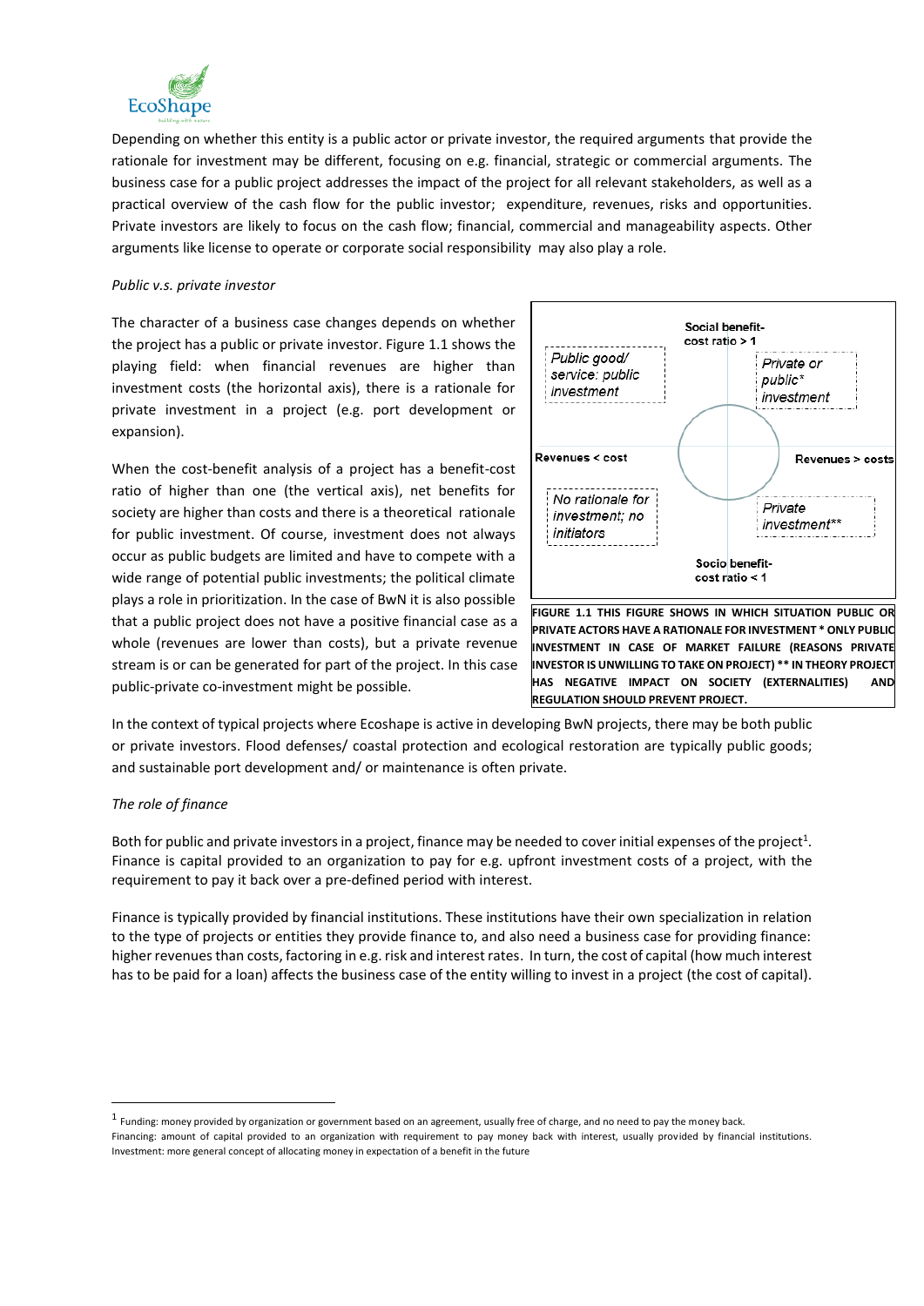Depending on whether this entity is a public actor or private investor, the required arguments that provide the rationale for investment may be different, focusing on e.g. financial, strategic or commercial arguments. The business case for a public project addresses the impact of the project for all relevant stakeholders, as well as a practical overview of the cash flow for the public investor; expenditure, revenues, risks and opportunities. Private investors are likely to focus on the cash flow; financial, commercial and manageability aspects. Other arguments like license to operate or corporate social responsibility may also play a role.

*Public v.s. private investor*

The character of a business case changes depends on whether the project has a public or private investor. Figure 1.1 shows the playing field: when financial revenues are higher than investment costs (the horizontal axis), there is a rationale for private investment in a project (e.g. port development or expansion).

When the cost-benefit analysis of a project has a benefit-cost ratio of higher than one (the vertical axis), net benefits for society are higher than costs and there is a theoretical rationale for public investment. Of course, investment does not always occur as public budgets are limited and have to compete with a wide range of potential public investments; the political climate plays a role in prioritization. In the case of BwN it is also possible that a public project does not have a positive financial case as a whole (revenues are lower than costs), but a private revenue stream is or can be generated for part of the project. In this case public-private co-investment might be possible.

Social benefit-cost ratio > 1

Public good/ service: public investment

Private or public* investment

Revenues < cost

Revenues > costs

No rationale for investment; no initiators

Private investment**

Socio benefit-cost ratio < 1

**FIGURE 1.1 THIS FIGURE SHOWS IN WHICH SITUATION PUBLIC OR PRIVATE ACTORS HAVE A RATIONALE FOR INVESTMENT * ONLY PUBLIC INVESTMENT IN CASE OF MARKET FAILURE (REASONS PRIVATE INVESTOR IS UNWILLING TO TAKE ON PROJECT) ** IN THEORY PROJECT HAS NEGATIVE IMPACT ON SOCIETY (EXTERNALITIES) AND REGULATION SHOULD PREVENT PROJECT.**

In the context of typical projects where Ecoshape is active in developing BwN projects, there may be both public or private investors. Flood defenses/ coastal protection and ecological restoration are typically public goods; and sustainable port development and/ or maintenance is often private.

*The role of finance*

Both for public and private investors in a project, finance may be needed to cover initial expenses of the project[1]. Finance is capital provided to an organization to pay for e.g. upfront investment costs of a project, with the requirement to pay it back over a pre-defined period with interest.

Finance is typically provided by financial institutions. These institutions have their own specialization in relation to the type of projects or entities they provide finance to, and also need a business case for providing finance: higher revenues than costs, factoring in e.g. risk and interest rates. In turn, the cost of capital (how much interest has to be paid for a loan) affects the business case of the entity willing to invest in a project (the cost of capital).

---

[1] Funding: money provided by organization or government based on an agreement, usually free of charge, and no need to pay the money back.
Financing: amount of capital provided to an organization with requirement to pay money back with interest, usually provided by financial institutions.
Investment: more general concept of allocating money in expectation of a benefit in the future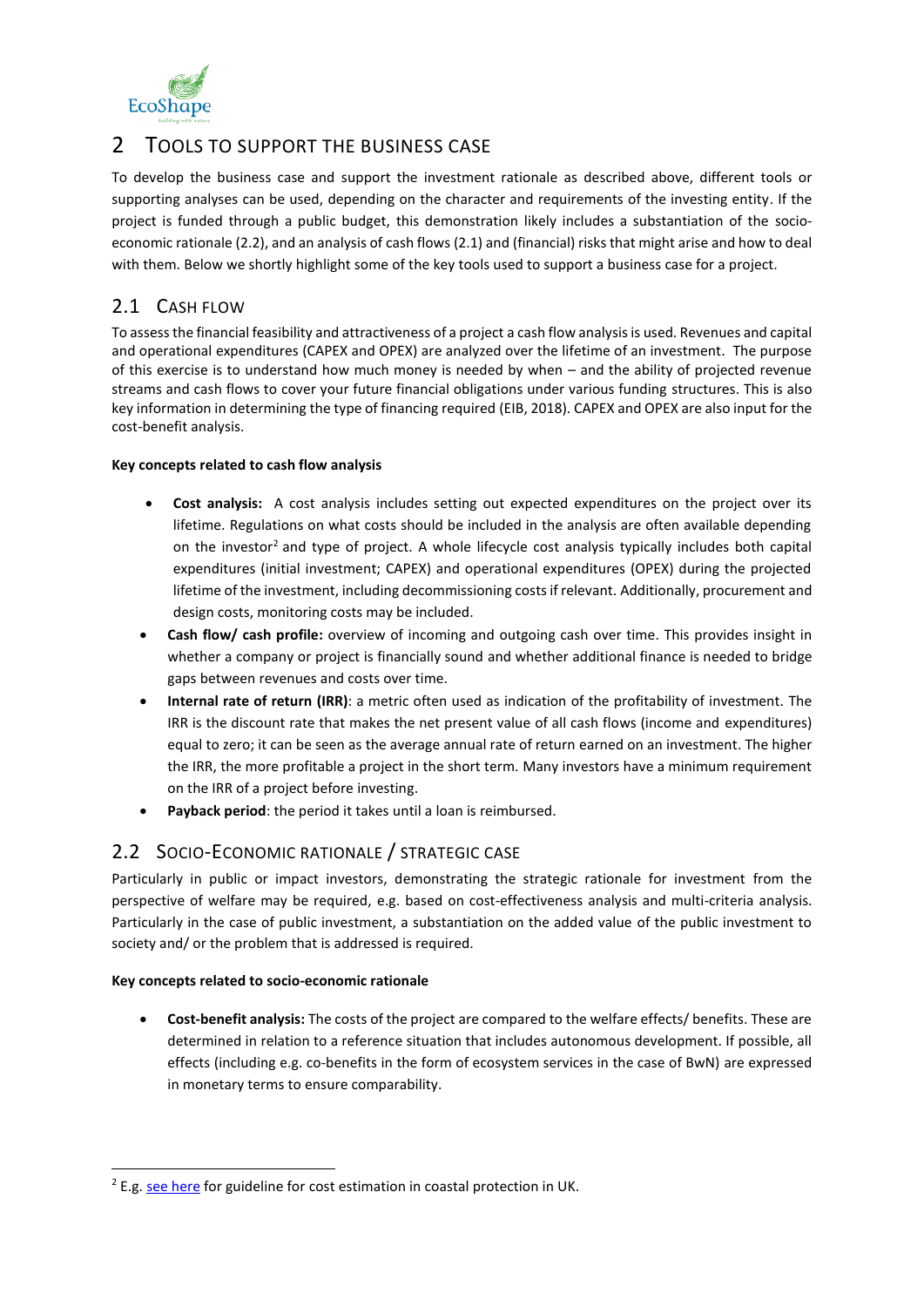# 2 TOOLS TO SUPPORT THE BUSINESS CASE

To develop the business case and support the investment rationale as described above, different tools or supporting analyses can be used, depending on the character and requirements of the investing entity. If the project is funded through a public budget, this demonstration likely includes a substantiation of the socio-economic rationale (2.2), and an analysis of cash flows (2.1) and (financial) risks that might arise and how to deal with them. Below we shortly highlight some of the key tools used to support a business case for a project.

## 2.1 CASH FLOW

To assess the financial feasibility and attractiveness of a project a cash flow analysis is used. Revenues and capital and operational expenditures (CAPEX and OPEX) are analyzed over the lifetime of an investment. The purpose of this exercise is to understand how much money is needed by when – and the ability of projected revenue streams and cash flows to cover your future financial obligations under various funding structures. This is also key information in determining the type of financing required (EIB, 2018). CAPEX and OPEX are also input for the cost-benefit analysis.

**Key concepts related to cash flow analysis**

- **Cost analysis:** A cost analysis includes setting out expected expenditures on the project over its lifetime. Regulations on what costs should be included in the analysis are often available depending on the investor[2] and type of project. A whole lifecycle cost analysis typically includes both capital expenditures (initial investment; CAPEX) and operational expenditures (OPEX) during the projected lifetime of the investment, including decommissioning costs if relevant. Additionally, procurement and design costs, monitoring costs may be included.
- **Cash flow/ cash profile:** overview of incoming and outgoing cash over time. This provides insight in whether a company or project is financially sound and whether additional finance is needed to bridge gaps between revenues and costs over time.
- **Internal rate of return (IRR)**: a metric often used as indication of the profitability of investment. The IRR is the discount rate that makes the net present value of all cash flows (income and expenditures) equal to zero; it can be seen as the average annual rate of return earned on an investment. The higher the IRR, the more profitable a project in the short term. Many investors have a minimum requirement on the IRR of a project before investing.
- **Payback period**: the period it takes until a loan is reimbursed.

## 2.2 SOCIO-ECONOMIC RATIONALE / STRATEGIC CASE

Particularly in public or impact investors, demonstrating the strategic rationale for investment from the perspective of welfare may be required, e.g. based on cost-effectiveness analysis and multi-criteria analysis. Particularly in the case of public investment, a substantiation on the added value of the public investment to society and/ or the problem that is addressed is required.

**Key concepts related to socio-economic rationale**

- **Cost-benefit analysis:** The costs of the project are compared to the welfare effects/ benefits. These are determined in relation to a reference situation that includes autonomous development. If possible, all effects (including e.g. co-benefits in the form of ecosystem services in the case of BwN) are expressed in monetary terms to ensure comparability.

---

[2] E.g. see here for guideline for cost estimation in coastal protection in UK.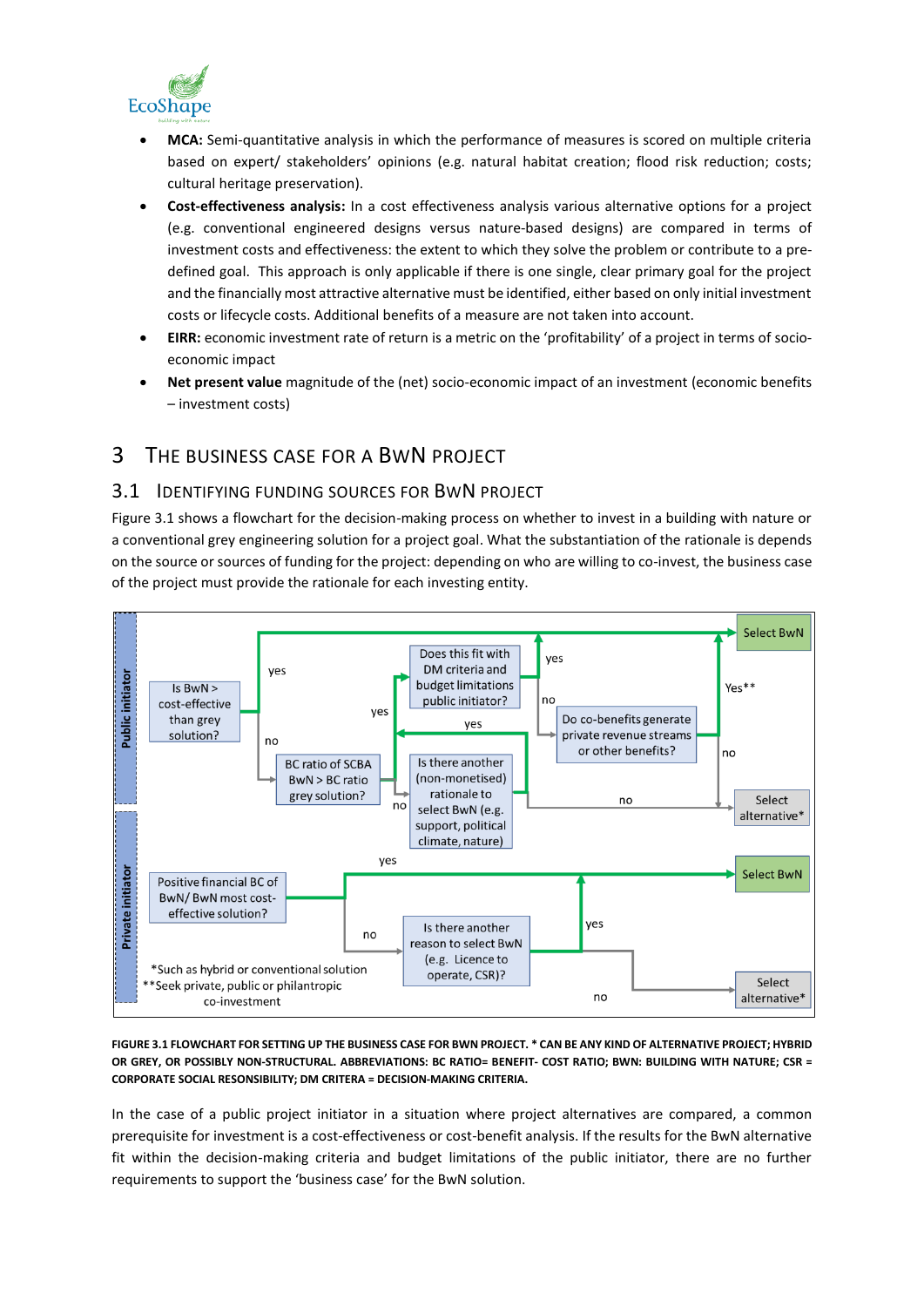- **MCA:** Semi-quantitative analysis in which the performance of measures is scored on multiple criteria based on expert/ stakeholders' opinions (e.g. natural habitat creation; flood risk reduction; costs; cultural heritage preservation).
- **Cost-effectiveness analysis:** In a cost effectiveness analysis various alternative options for a project (e.g. conventional engineered designs versus nature-based designs) are compared in terms of investment costs and effectiveness: the extent to which they solve the problem or contribute to a pre-defined goal. This approach is only applicable if there is one single, clear primary goal for the project and the financially most attractive alternative must be identified, either based on only initial investment costs or lifecycle costs. Additional benefits of a measure are not taken into account.
- **EIRR:** economic investment rate of return is a metric on the 'profitability' of a project in terms of socio-economic impact
- **Net present value** magnitude of the (net) socio-economic impact of an investment (economic benefits – investment costs)

# 3 The business case for a BwN project

## 3.1 Identifying funding sources for BwN project

Figure 3.1 shows a flowchart for the decision-making process on whether to invest in a building with nature or a conventional grey engineering solution for a project goal. What the substantiation of the rationale is depends on the source or sources of funding for the project: depending on who are willing to co-invest, the business case of the project must provide the rationale for each investing entity.

**Public initiator**

- Is BwN > cost-effective than grey solution?
  - yes → Does this fit with DM criteria and budget limitations public initiator?
  - no → BC ratio of SCBA BwN > BC ratio grey solution?
    - yes → Does this fit with DM criteria and budget limitations public initiator?
    - no → Is there another (non-monetised) rationale to select BwN (e.g. support, political climate, nature)?
      - yes → Does this fit with DM criteria and budget limitations public initiator?
      - no → Select alternative*
- Does this fit with DM criteria and budget limitations public initiator?
  - yes → Select BwN
  - no → Do co-benefits generate private revenue streams or other benefits?
    - Yes** → Select BwN
    - no → Select alternative*

**Private initiator**

- Positive financial BC of BwN/ BwN most cost-effective solution?
  - yes → Select BwN
  - no → Is there another reason to select BwN (e.g. Licence to operate, CSR)?
    - yes → Select BwN
    - no → Select alternative*

*Such as hybrid or conventional solution
**Seek private, public or philantropic co-investment

**FIGURE 3.1 FLOWCHART FOR SETTING UP THE BUSINESS CASE FOR BWN PROJECT. * CAN BE ANY KIND OF ALTERNATIVE PROJECT; HYBRID OR GREY, OR POSSIBLY NON-STRUCTURAL. ABBREVIATIONS: BC RATIO= BENEFIT- COST RATIO; BWN: BUILDING WITH NATURE; CSR = CORPORATE SOCIAL RESONSIBILITY; DM CRITERA = DECISION-MAKING CRITERIA.**

In the case of a public project initiator in a situation where project alternatives are compared, a common prerequisite for investment is a cost-effectiveness or cost-benefit analysis. If the results for the BwN alternative fit within the decision-making criteria and budget limitations of the public initiator, there are no further requirements to support the 'business case' for the BwN solution.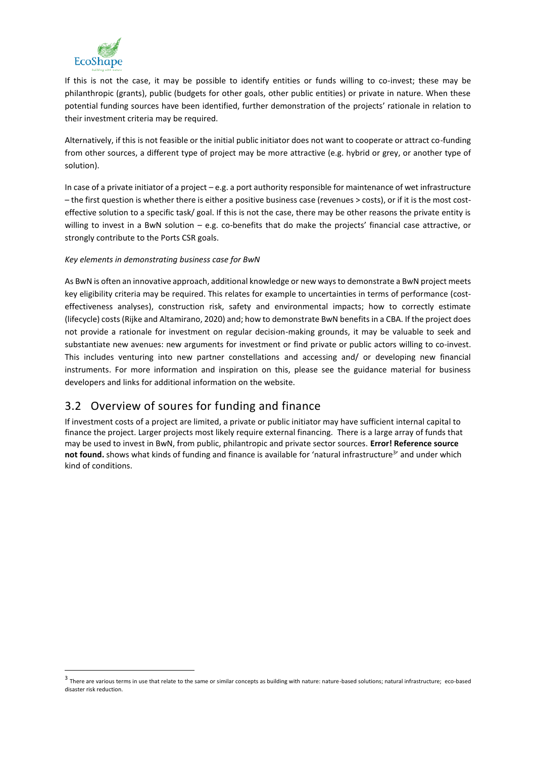If this is not the case, it may be possible to identify entities or funds willing to co-invest; these may be philanthropic (grants), public (budgets for other goals, other public entities) or private in nature. When these potential funding sources have been identified, further demonstration of the projects' rationale in relation to their investment criteria may be required.

Alternatively, if this is not feasible or the initial public initiator does not want to cooperate or attract co-funding from other sources, a different type of project may be more attractive (e.g. hybrid or grey, or another type of solution).

In case of a private initiator of a project – e.g. a port authority responsible for maintenance of wet infrastructure – the first question is whether there is either a positive business case (revenues > costs), or if it is the most cost-effective solution to a specific task/ goal. If this is not the case, there may be other reasons the private entity is willing to invest in a BwN solution – e.g. co-benefits that do make the projects' financial case attractive, or strongly contribute to the Ports CSR goals.

*Key elements in demonstrating business case for BwN*

As BwN is often an innovative approach, additional knowledge or new ways to demonstrate a BwN project meets key eligibility criteria may be required. This relates for example to uncertainties in terms of performance (cost-effectiveness analyses), construction risk, safety and environmental impacts; how to correctly estimate (lifecycle) costs (Rijke and Altamirano, 2020) and; how to demonstrate BwN benefits in a CBA. If the project does not provide a rationale for investment on regular decision-making grounds, it may be valuable to seek and substantiate new avenues: new arguments for investment or find private or public actors willing to co-invest. This includes venturing into new partner constellations and accessing and/ or developing new financial instruments. For more information and inspiration on this, please see the guidance material for business developers and links for additional information on the website.

## 3.2 Overview of soures for funding and finance

If investment costs of a project are limited, a private or public initiator may have sufficient internal capital to finance the project. Larger projects most likely require external financing. There is a large array of funds that may be used to invest in BwN, from public, philantropic and private sector sources. **Error! Reference source not found.** shows what kinds of funding and finance is available for 'natural infrastructure[3]' and under which kind of conditions.

[3] There are various terms in use that relate to the same or similar concepts as building with nature: nature-based solutions; natural infrastructure; eco-based disaster risk reduction.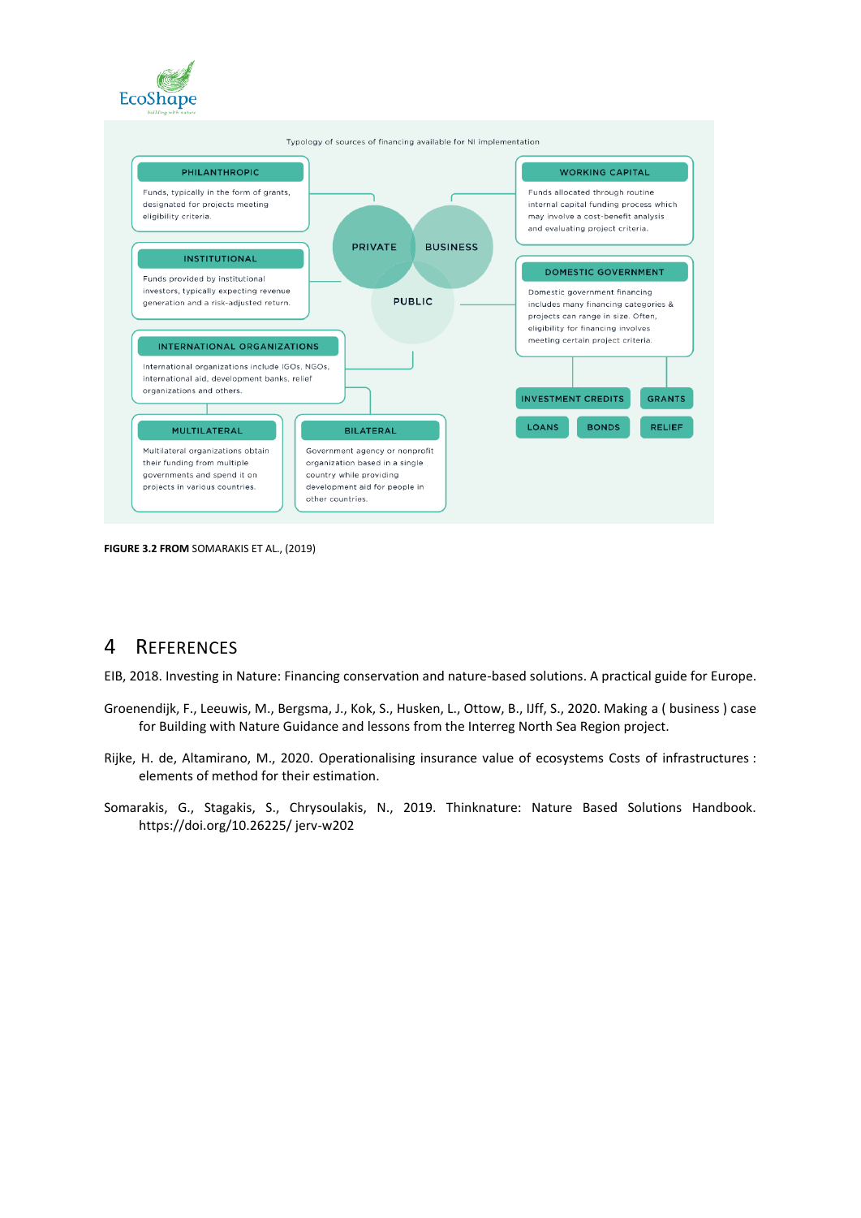Typology of sources of financing available for NI implementation

**PHILANTHROPIC**

Funds, typically in the form of grants, designated for projects meeting eligibility criteria.

**INSTITUTIONAL**

Funds provided by institutional investors, typically expecting revenue generation and a risk-adjusted return.

**INTERNATIONAL ORGANIZATIONS**

International organizations include IGOs, NGOs, international aid, development banks, relief organizations and others.

**MULTILATERAL**

Multilateral organizations obtain their funding from multiple governments and spend it on projects in various countries.

**BILATERAL**

Government agency or nonprofit organization based in a single country while providing development aid for people in other countries.

PRIVATE | BUSINESS | PUBLIC

**WORKING CAPITAL**

Funds allocated through routine internal capital funding process which may involve a cost-benefit analysis and evaluating project criteria.

**DOMESTIC GOVERNMENT**

Domestic government financing includes many financing categories & projects can range in size. Often, eligibility for financing involves meeting certain project criteria.

INVESTMENT CREDITS | GRANTS | LOANS | BONDS | RELIEF

**FIGURE 3.2 FROM** SOMARAKIS ET AL., (2019)

# 4 References

EIB, 2018. Investing in Nature: Financing conservation and nature-based solutions. A practical guide for Europe.

Groenendijk, F., Leeuwis, M., Bergsma, J., Kok, S., Husken, L., Ottow, B., IJff, S., 2020. Making a ( business ) case for Building with Nature Guidance and lessons from the Interreg North Sea Region project.

Rijke, H. de, Altamirano, M., 2020. Operationalising insurance value of ecosystems Costs of infrastructures : elements of method for their estimation.

Somarakis, G., Stagakis, S., Chrysoulakis, N., 2019. Thinknature: Nature Based Solutions Handbook. https://doi.org/10.26225/ jerv-w202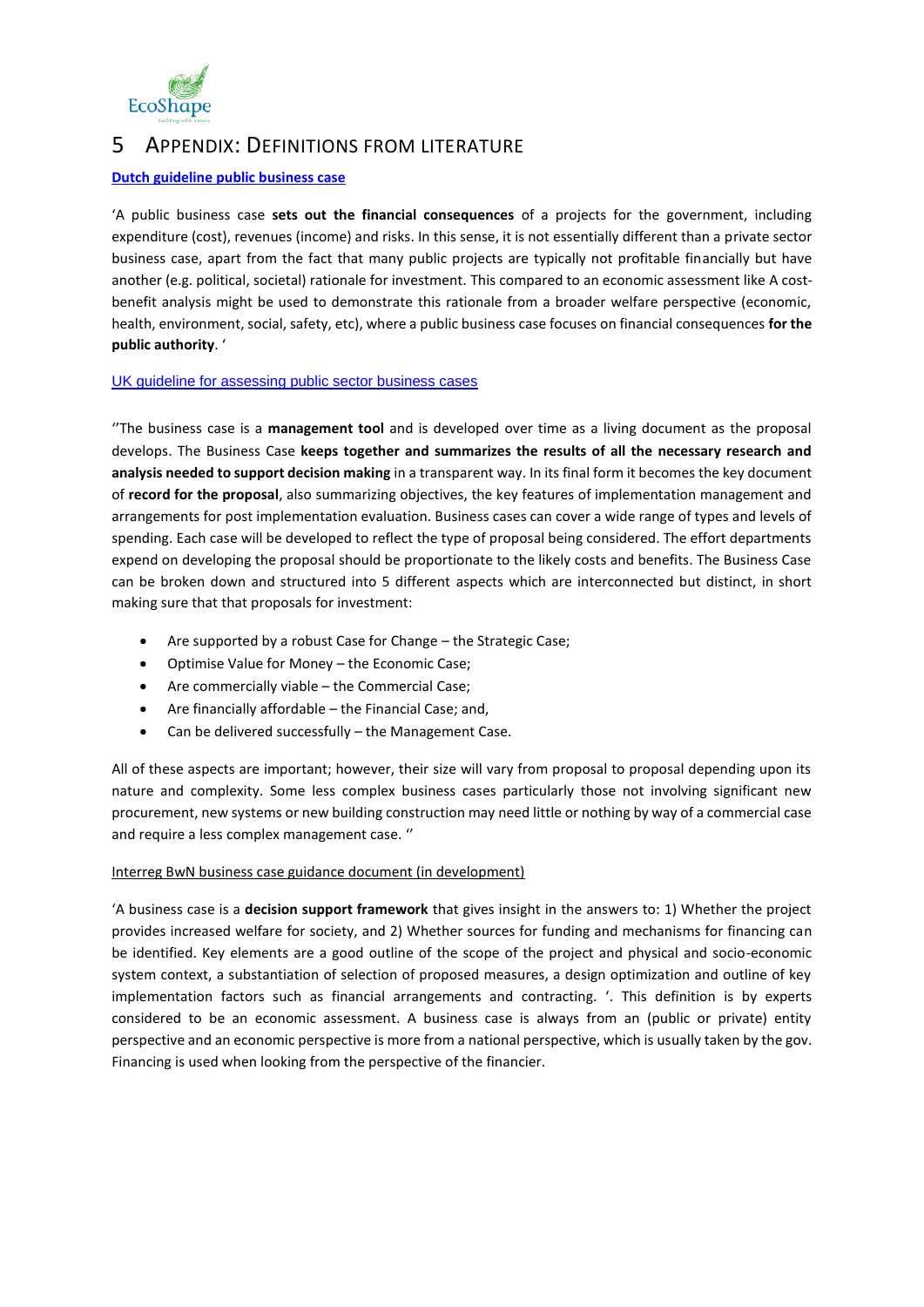# 5 APPENDIX: DEFINITIONS FROM LITERATURE

**Dutch guideline public business case**

'A public business case **sets out the financial consequences** of a projects for the government, including expenditure (cost), revenues (income) and risks. In this sense, it is not essentially different than a private sector business case, apart from the fact that many public projects are typically not profitable financially but have another (e.g. political, societal) rationale for investment. This compared to an economic assessment like A cost-benefit analysis might be used to demonstrate this rationale from a broader welfare perspective (economic, health, environment, social, safety, etc), where a public business case focuses on financial consequences **for the public authority**. '

UK guideline for assessing public sector business cases

''The business case is a **management tool** and is developed over time as a living document as the proposal develops. The Business Case **keeps together and summarizes the results of all the necessary research and analysis needed to support decision making** in a transparent way. In its final form it becomes the key document of **record for the proposal**, also summarizing objectives, the key features of implementation management and arrangements for post implementation evaluation. Business cases can cover a wide range of types and levels of spending. Each case will be developed to reflect the type of proposal being considered. The effort departments expend on developing the proposal should be proportionate to the likely costs and benefits. The Business Case can be broken down and structured into 5 different aspects which are interconnected but distinct, in short making sure that that proposals for investment:

- Are supported by a robust Case for Change – the Strategic Case;
- Optimise Value for Money – the Economic Case;
- Are commercially viable – the Commercial Case;
- Are financially affordable – the Financial Case; and,
- Can be delivered successfully – the Management Case.

All of these aspects are important; however, their size will vary from proposal to proposal depending upon its nature and complexity. Some less complex business cases particularly those not involving significant new procurement, new systems or new building construction may need little or nothing by way of a commercial case and require a less complex management case. ''

Interreg BwN business case guidance document (in development)

'A business case is a **decision support framework** that gives insight in the answers to: 1) Whether the project provides increased welfare for society, and 2) Whether sources for funding and mechanisms for financing can be identified. Key elements are a good outline of the scope of the project and physical and socio-economic system context, a substantiation of selection of proposed measures, a design optimization and outline of key implementation factors such as financial arrangements and contracting. '. This definition is by experts considered to be an economic assessment. A business case is always from an (public or private) entity perspective and an economic perspective is more from a national perspective, which is usually taken by the gov. Financing is used when looking from the perspective of the financier.